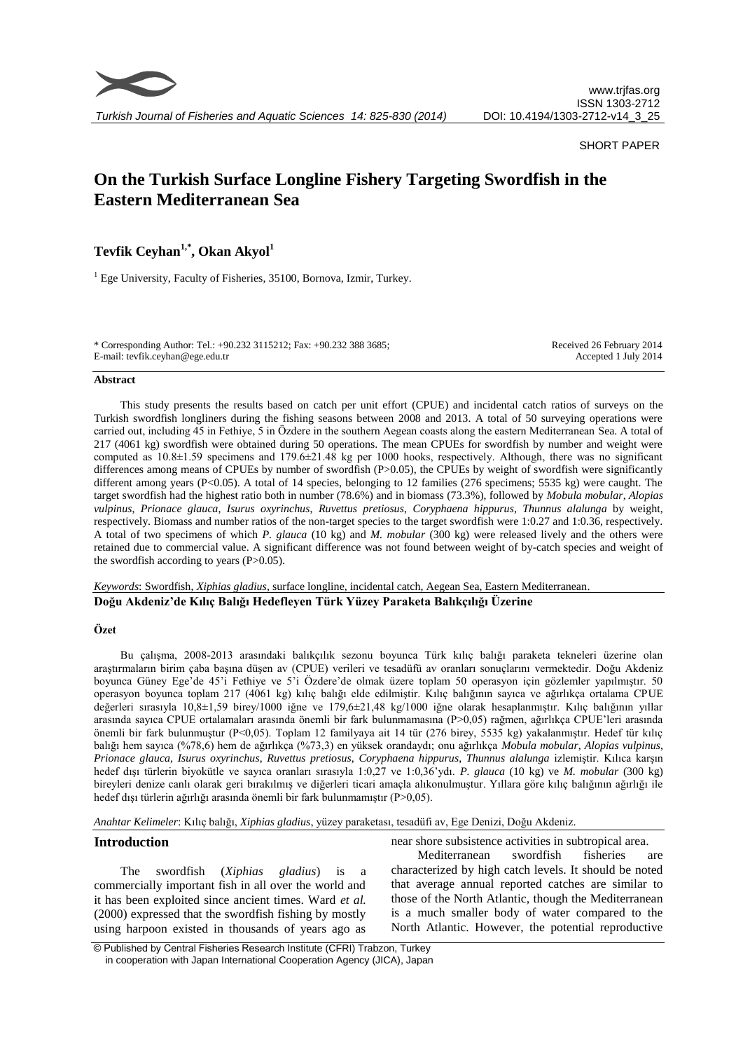SHORT PAPER

# On the Turkish Surface Longline Fishery Targeting Swordfish in the Eastern Mediterranean Sea

**Tevfik Ceyhan[1,*], Okan Akyol[1]**

[1] Ege University, Faculty of Fisheries, 35100, Bornova, Izmir, Turkey.

\* Corresponding Author: Tel.: +90.232 3115212; Fax: +90.232 388 3685;
E-mail: tevfik.ceyhan@ege.edu.tr

Received 26 February 2014
Accepted 1 July 2014

## Abstract

This study presents the results based on catch per unit effort (CPUE) and incidental catch ratios of surveys on the Turkish swordfish longliners during the fishing seasons between 2008 and 2013. A total of 50 surveying operations were carried out, including 45 in Fethiye, 5 in Özdere in the southern Aegean coasts along the eastern Mediterranean Sea. A total of 217 (4061 kg) swordfish were obtained during 50 operations. The mean CPUEs for swordfish by number and weight were computed as 10.8±1.59 specimens and 179.6±21.48 kg per 1000 hooks, respectively. Although, there was no significant differences among means of CPUEs by number of swordfish ($P>0.05$), the CPUEs by weight of swordfish were significantly different among years ($P<0.05$). A total of 14 species, belonging to 12 families (276 specimens; 5535 kg) were caught. The target swordfish had the highest ratio both in number (78.6%) and in biomass (73.3%), followed by *Mobula mobular*, *Alopias vulpinus*, *Prionace glauca*, *Isurus oxyrinchus*, *Ruvettus pretiosus*, *Coryphaena hippurus*, *Thunnus alalunga* by weight, respectively. Biomass and number ratios of the non-target species to the target swordfish were 1:0.27 and 1:0.36, respectively. A total of two specimens of which *P. glauca* (10 kg) and *M. mobular* (300 kg) were released lively and the others were retained due to commercial value. A significant difference was not found between weight of by-catch species and weight of the swordfish according to years ($P>0.05$).

*Keywords*: Swordfish, *Xiphias gladius*, surface longline, incidental catch, Aegean Sea, Eastern Mediterranean.

**Doğu Akdeniz'de Kılıç Balığı Hedefleyen Türk Yüzey Paraketa Balıkçılığı Üzerine**

## Özet

Bu çalışma, 2008-2013 arasındaki balıkçılık sezonu boyunca Türk kılıç balığı paraketa tekneleri üzerine olan araştırmaların birim çaba başına düşen av (CPUE) verileri ve tesadüfi av oranları sonuçlarını vermektedir. Doğu Akdeniz boyunca Güney Ege'de 45'i Fethiye ve 5'i Özdere'de olmak üzere toplam 50 operasyon için gözlemler yapılmıştır. 50 operasyon boyunca toplam 217 (4061 kg) kılıç balığı elde edilmiştir. Kılıç balığının sayıca ve ağırlıkça ortalama CPUE değerleri sırasıyla 10,8±1,59 birey/1000 iğne ve 179,6±21,48 kg/1000 iğne olarak hesaplanmıştır. Kılıç balığının yıllar arasında sayıca CPUE ortalamaları arasında önemli bir fark bulunmamasına ($P>0,05$) rağmen, ağırlıkça CPUE'leri arasında önemli bir fark bulunmuştur ($P<0,05$). Toplam 12 familyaya ait 14 tür (276 birey, 5535 kg) yakalanmıştır. Hedef tür kılıç balığı hem sayıca (%78,6) hem de ağırlıkça (%73,3) en yüksek orandaydı; onu ağırlıkça *Mobula mobular*, *Alopias vulpinus*, *Prionace glauca*, *Isurus oxyrinchus*, *Ruvettus pretiosus*, *Coryphaena hippurus*, *Thunnus alalunga* izlemiştir. Kılıca karşın hedef dışı türlerin biyokütle ve sayıca oranları sırasıyla 1:0,27 ve 1:0,36'ydı. *P. glauca* (10 kg) ve *M. mobular* (300 kg) bireyleri denize canlı olarak geri bırakılmış ve diğerleri ticari amaçla alıkonulmuştur. Yıllara göre kılıç balığının ağırlığı ile hedef dışı türlerin ağırlığı arasında önemli bir fark bulunmamıştır ($P>0,05$).

*Anahtar Kelimeler*: Kılıç balığı, *Xiphias gladius*, yüzey paraketası, tesadüfi av, Ege Denizi, Doğu Akdeniz.

## Introduction

The swordfish (*Xiphias gladius*) is a commercially important fish in all over the world and it has been exploited since ancient times. Ward *et al.* (2000) expressed that the swordfish fishing by mostly using harpoon existed in thousands of years ago as near shore subsistence activities in subtropical area.

Mediterranean swordfish fisheries are characterized by high catch levels. It should be noted that average annual reported catches are similar to those of the North Atlantic, though the Mediterranean is a much smaller body of water compared to the North Atlantic. However, the potential reproductive

© Published by Central Fisheries Research Institute (CFRI) Trabzon, Turkey in cooperation with Japan International Cooperation Agency (JICA), Japan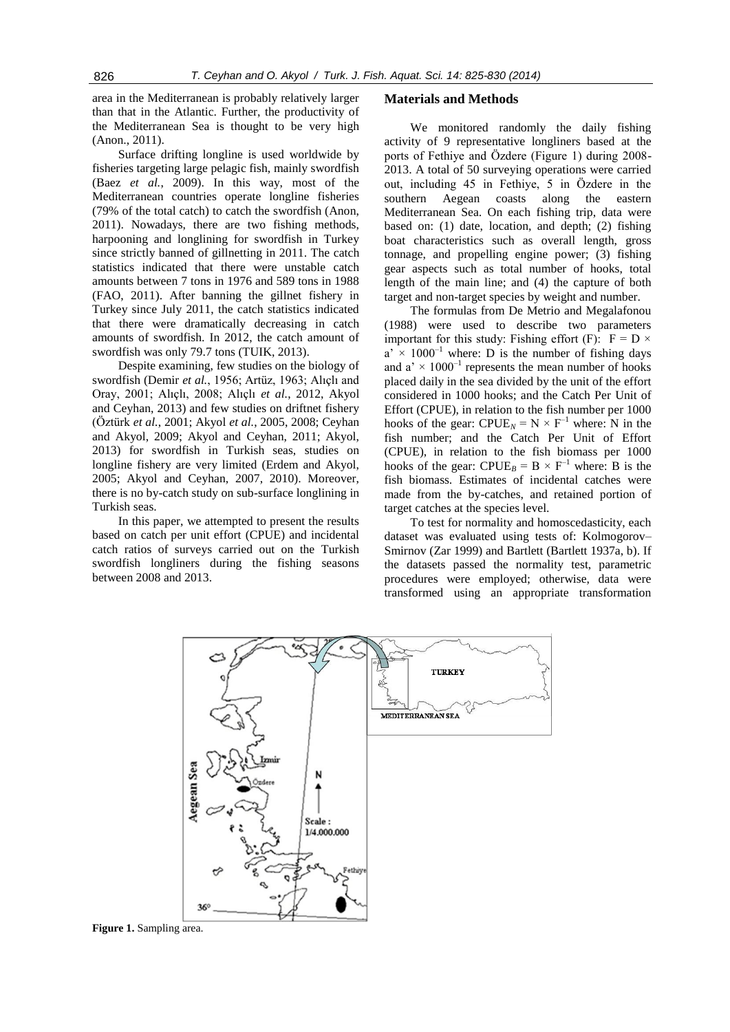area in the Mediterranean is probably relatively larger than that in the Atlantic. Further, the productivity of the Mediterranean Sea is thought to be very high (Anon., 2011).

Surface drifting longline is used worldwide by fisheries targeting large pelagic fish, mainly swordfish (Baez *et al.*, 2009). In this way, most of the Mediterranean countries operate longline fisheries (79% of the total catch) to catch the swordfish (Anon, 2011). Nowadays, there are two fishing methods, harpooning and longlining for swordfish in Turkey since strictly banned of gillnetting in 2011. The catch statistics indicated that there were unstable catch amounts between 7 tons in 1976 and 589 tons in 1988 (FAO, 2011). After banning the gillnet fishery in Turkey since July 2011, the catch statistics indicated that there were dramatically decreasing in catch amounts of swordfish. In 2012, the catch amount of swordfish was only 79.7 tons (TUIK, 2013).

Despite examining, few studies on the biology of swordfish (Demir *et al.*, 1956; Artüz, 1963; Alıçlı and Oray, 2001; Alıçlı, 2008; Alıçlı *et al.*, 2012, Akyol and Ceyhan, 2013) and few studies on driftnet fishery (Öztürk *et al.,* 2001; Akyol *et al.*, 2005, 2008; Ceyhan and Akyol, 2009; Akyol and Ceyhan, 2011; Akyol, 2013) for swordfish in Turkish seas, studies on longline fishery are very limited (Erdem and Akyol, 2005; Akyol and Ceyhan, 2007, 2010). Moreover, there is no by-catch study on sub-surface longlining in Turkish seas.

In this paper, we attempted to present the results based on catch per unit effort (CPUE) and incidental catch ratios of surveys carried out on the Turkish swordfish longliners during the fishing seasons between 2008 and 2013.

## Materials and Methods

We monitored randomly the daily fishing activity of 9 representative longliners based at the ports of Fethiye and Özdere (Figure 1) during 2008-2013. A total of 50 surveying operations were carried out, including 45 in Fethiye, 5 in Özdere in the southern Aegean coasts along the eastern Mediterranean Sea. On each fishing trip, data were based on: (1) date, location, and depth; (2) fishing boat characteristics such as overall length, gross tonnage, and propelling engine power; (3) fishing gear aspects such as total number of hooks, total length of the main line; and (4) the capture of both target and non-target species by weight and number.

The formulas from De Metrio and Megalafonou (1988) were used to describe two parameters important for this study: Fishing effort (F): $F = D \times a' \times 1000^{-1}$ where: D is the number of fishing days and $a' \times 1000^{-1}$ represents the mean number of hooks placed daily in the sea divided by the unit of the effort considered in 1000 hooks; and the Catch Per Unit of Effort (CPUE), in relation to the fish number per 1000 hooks of the gear: $CPUE_N = N \times F^{-1}$ where: N in the fish number; and the Catch Per Unit of Effort (CPUE), in relation to the fish biomass per 1000 hooks of the gear: $CPUE_B = B \times F^{-1}$ where: B is the fish biomass. Estimates of incidental catches were made from the by-catches, and retained portion of target catches at the species level.

To test for normality and homoscedasticity, each dataset was evaluated using tests of: Kolmogorov–Smirnov (Zar 1999) and Bartlett (Bartlett 1937a, b). If the datasets passed the normality test, parametric procedures were employed; otherwise, data were transformed using an appropriate transformation

TURKEY

MEDITERRANEAN SEA

Aegean Sea

Izmir

Özdere

N

Scale : 1/4.000.000

Fethiye

36°

**Figure 1.** Sampling area.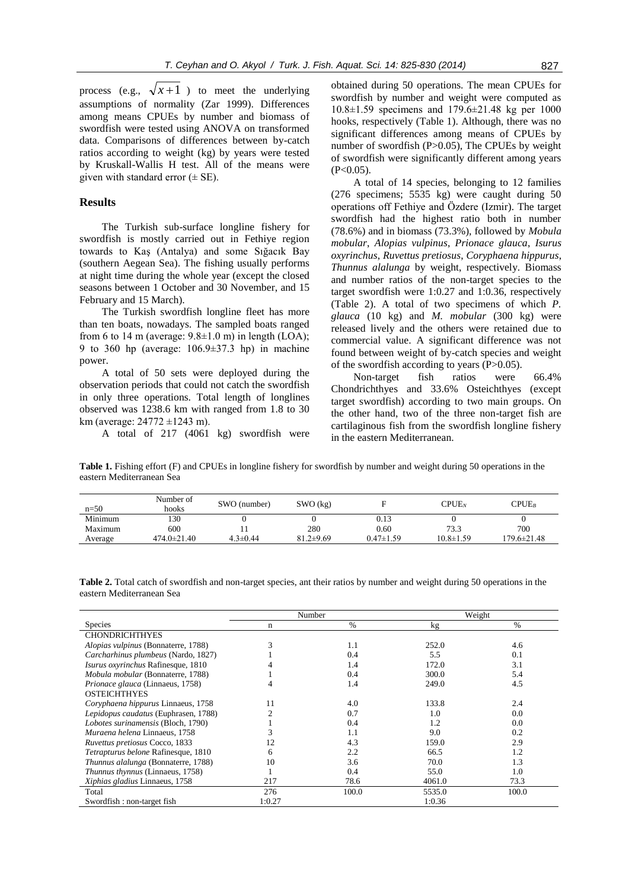process (e.g., $\sqrt{x+1}$ ) to meet the underlying assumptions of normality (Zar 1999). Differences among means CPUEs by number and biomass of swordfish were tested using ANOVA on transformed data. Comparisons of differences between by-catch ratios according to weight (kg) by years were tested by Kruskall-Wallis H test. All of the means were given with standard error (± SE).

## Results

The Turkish sub-surface longline fishery for swordfish is mostly carried out in Fethiye region towards to Kaş (Antalya) and some Sığacık Bay (southern Aegean Sea). The fishing usually performs at night time during the whole year (except the closed seasons between 1 October and 30 November, and 15 February and 15 March).

The Turkish swordfish longline fleet has more than ten boats, nowadays. The sampled boats ranged from 6 to 14 m (average: 9.8±1.0 m) in length (LOA); 9 to 360 hp (average: 106.9±37.3 hp) in machine power.

A total of 50 sets were deployed during the observation periods that could not catch the swordfish in only three operations. Total length of longlines observed was 1238.6 km with ranged from 1.8 to 30 km (average: 24772 ±1243 m).

A total of 217 (4061 kg) swordfish were obtained during 50 operations. The mean CPUEs for swordfish by number and weight were computed as 10.8±1.59 specimens and 179.6±21.48 kg per 1000 hooks, respectively (Table 1). Although, there was no significant differences among means of CPUEs by number of swordfish ($P>0.05$), The CPUEs by weight of swordfish were significantly different among years ($P<0.05$).

A total of 14 species, belonging to 12 families (276 specimens; 5535 kg) were caught during 50 operations off Fethiye and Özdere (Izmir). The target swordfish had the highest ratio both in number (78.6%) and in biomass (73.3%), followed by *Mobula mobular*, *Alopias vulpinus*, *Prionace glauca*, *Isurus oxyrinchus*, *Ruvettus pretiosus*, *Coryphaena hippurus*, *Thunnus alalunga* by weight, respectively. Biomass and number ratios of the non-target species to the target swordfish were 1:0.27 and 1:0.36, respectively (Table 2). A total of two specimens of which *P. glauca* (10 kg) and *M. mobular* (300 kg) were released lively and the others were retained due to commercial value. A significant difference was not found between weight of by-catch species and weight of the swordfish according to years ($P>0.05$).

Non-target fish ratios were 66.4% Chondrichthyes and 33.6% Osteichthyes (except target swordfish) according to two main groups. On the other hand, two of the three non-target fish are cartilaginous fish from the swordfish longline fishery in the eastern Mediterranean.

**Table 1.** Fishing effort (F) and CPUEs in longline fishery for swordfish by number and weight during 50 operations in the eastern Mediterranean Sea

| n=50 | Number of hooks | SWO (number) | SWO (kg) | F | $CPUE_N$ | $CPUE_B$ |
|---|---|---|---|---|---|---|
| Minimum | 130 | 0 | 0 | 0.13 | 0 | 0 |
| Maximum | 600 | 11 | 280 | 0.60 | 73.3 | 700 |
| Average | 474.0±21.40 | 4.3±0.44 | 81.2±9.69 | 0.47±1.59 | 10.8±1.59 | 179.6±21.48 |

**Table 2.** Total catch of swordfish and non-target species, ant their ratios by number and weight during 50 operations in the eastern Mediterranean Sea

| | Number | | Weight | |
|---|---|---|---|---|
| Species | n | % | kg | % |
| CHONDRICHTHYES | | | | |
| *Alopias vulpinus* (Bonnaterre, 1788) | 3 | 1.1 | 252.0 | 4.6 |
| *Carcharhinus plumbeus* (Nardo, 1827) | 1 | 0.4 | 5.5 | 0.1 |
| *Isurus oxyrinchus* Rafinesque, 1810 | 4 | 1.4 | 172.0 | 3.1 |
| *Mobula mobular* (Bonnaterre, 1788) | 1 | 0.4 | 300.0 | 5.4 |
| *Prionace glauca* (Linnaeus, 1758) | 4 | 1.4 | 249.0 | 4.5 |
| OSTEICHTHYES | | | | |
| *Coryphaena hippurus* Linnaeus, 1758 | 11 | 4.0 | 133.8 | 2.4 |
| *Lepidopus caudatus* (Euphrasen, 1788) | 2 | 0.7 | 1.0 | 0.0 |
| *Lobotes surinamensis* (Bloch, 1790) | 1 | 0.4 | 1.2 | 0.0 |
| *Muraena helena* Linnaeus, 1758 | 3 | 1.1 | 9.0 | 0.2 |
| *Ruvettus pretiosus* Cocco, 1833 | 12 | 4.3 | 159.0 | 2.9 |
| *Tetrapturus belone* Rafinesque, 1810 | 6 | 2.2 | 66.5 | 1.2 |
| *Thunnus alalunga* (Bonnaterre, 1788) | 10 | 3.6 | 70.0 | 1.3 |
| *Thunnus thynnus* (Linnaeus, 1758) | 1 | 0.4 | 55.0 | 1.0 |
| *Xiphias gladius* Linnaeus, 1758 | 217 | 78.6 | 4061.0 | 73.3 |
| Total | 276 | 100.0 | 5535.0 | 100.0 |
| Swordfish : non-target fish | 1:0.27 | | 1:0.36 | |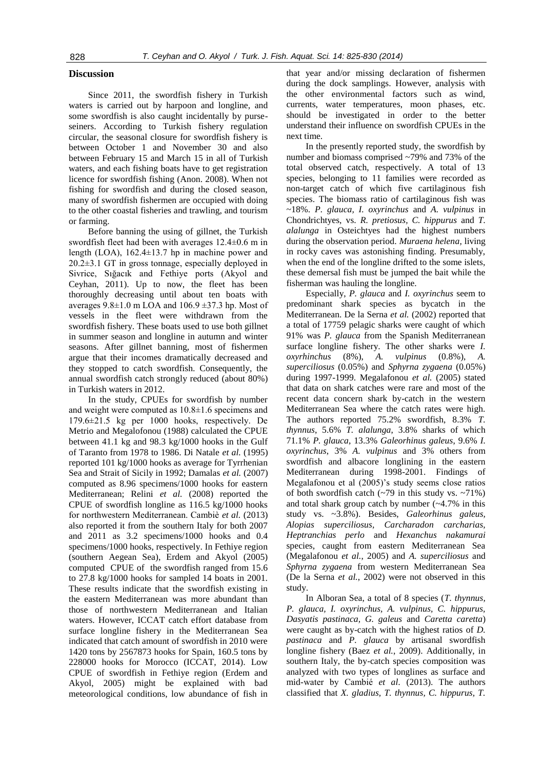## Discussion

Since 2011, the swordfish fishery in Turkish waters is carried out by harpoon and longline, and some swordfish is also caught incidentally by purse-seiners. According to Turkish fishery regulation circular, the seasonal closure for swordfish fishery is between October 1 and November 30 and also between February 15 and March 15 in all of Turkish waters, and each fishing boats have to get registration licence for swordfish fishing (Anon. 2008). When not fishing for swordfish and during the closed season, many of swordfish fishermen are occupied with doing to the other coastal fisheries and trawling, and tourism or farming.

Before banning the using of gillnet, the Turkish swordfish fleet had been with averages 12.4±0.6 m in length (LOA), 162.4±13.7 hp in machine power and 20.2±3.1 GT in gross tonnage, especially deployed in Sivrice, Sığacık and Fethiye ports (Akyol and Ceyhan, 2011). Up to now, the fleet has been thoroughly decreasing until about ten boats with averages 9.8±1.0 m LOA and 106.9 ±37.3 hp. Most of vessels in the fleet were withdrawn from the swordfish fishery. These boats used to use both gillnet in summer season and longline in autumn and winter seasons. After gillnet banning, most of fishermen argue that their incomes dramatically decreased and they stopped to catch swordfish. Consequently, the annual swordfish catch strongly reduced (about 80%) in Turkish waters in 2012.

In the study, CPUEs for swordfish by number and weight were computed as 10.8±1.6 specimens and 179.6±21.5 kg per 1000 hooks, respectively. De Metrio and Megalofonou (1988) calculated the CPUE between 41.1 kg and 98.3 kg/1000 hooks in the Gulf of Taranto from 1978 to 1986. Di Natale *et al.* (1995) reported 101 kg/1000 hooks as average for Tyrrhenian Sea and Strait of Sicily in 1992; Damalas *et al.* (2007) computed as 8.96 specimens/1000 hooks for eastern Mediterranean; Relini *et al.* (2008) reported the CPUE of swordfish longline as 116.5 kg/1000 hooks for northwestern Mediterranean. Cambiè *et al.* (2013) also reported it from the southern Italy for both 2007 and 2011 as 3.2 specimens/1000 hooks and 0.4 specimens/1000 hooks, respectively. In Fethiye region (southern Aegean Sea), Erdem and Akyol (2005) computed CPUE of the swordfish ranged from 15.6 to 27.8 kg/1000 hooks for sampled 14 boats in 2001. These results indicate that the swordfish existing in the eastern Mediterranean was more abundant than those of northwestern Mediterranean and Italian waters. However, ICCAT catch effort database from surface longline fishery in the Mediterranean Sea indicated that catch amount of swordfish in 2010 were 1420 tons by 2567873 hooks for Spain, 160.5 tons by 228000 hooks for Morocco (ICCAT, 2014). Low CPUE of swordfish in Fethiye region (Erdem and Akyol, 2005) might be explained with bad meteorological conditions, low abundance of fish in that year and/or missing declaration of fishermen during the dock samplings. However, analysis with the other environmental factors such as wind, currents, water temperatures, moon phases, etc. should be investigated in order to the better understand their influence on swordfish CPUEs in the next time.

In the presently reported study, the swordfish by number and biomass comprised ~79% and 73% of the total observed catch, respectively. A total of 13 species, belonging to 11 families were recorded as non-target catch of which five cartilaginous fish species. The biomass ratio of cartilaginous fish was ~18%. *P. glauca, I. oxyrinchus* and *A. vulpinus* in Chondrichtyes, vs. *R. pretiosus, C. hippurus* and *T. alalunga* in Osteichtyes had the highest numbers during the observation period. *Muraena helena,* living in rocky caves was astonishing finding. Presumably, when the end of the longline drifted to the some islets, these demersal fish must be jumped the bait while the fisherman was hauling the longline.

Especially, *P. glauca* and *I. oxyrinchus* seem to predominant shark species as bycatch in the Mediterranean. De la Serna *et al.* (2002) reported that a total of 17759 pelagic sharks were caught of which 91% was *P. glauca* from the Spanish Mediterranean surface longline fishery. The other sharks were *I. oxyrhinchus* (8%), *A. vulpinus* (0.8%), *A. superciliosus* (0.05%) and *Sphyrna zygaena* (0.05%) during 1997-1999. Megalafonou *et al.* (2005) stated that data on shark catches were rare and most of the recent data concern shark by-catch in the western Mediterranean Sea where the catch rates were high. The authors reported 75.2% swordfish, 8.3% *T. thynnus*, 5.6% *T. alalunga*, 3.8% sharks of which 71.1% *P. glauca*, 13.3% *Galeorhinus galeus*, 9.6% *I. oxyrinchus*, 3% *A. vulpinus* and 3% others from swordfish and albacore longlining in the eastern Mediterranean during 1998-2001. Findings of Megalafonou et al (2005)'s study seems close ratios of both swordfish catch (~79 in this study vs. ~71%) and total shark group catch by number (~4.7% in this study vs. ~3.8%). Besides, *Galeorhinus galeus, Alopias superciliosus, Carcharadon carcharias, Heptranchias perlo* and *Hexanchus nakamurai* species, caught from eastern Mediterranean Sea (Megalafonou *et al.*, 2005) and *A. superciliosus* and *Sphyrna zygaena* from western Mediterranean Sea (De la Serna *et al.*, 2002) were not observed in this study.

In Alboran Sea, a total of 8 species (*T. thynnus, P. glauca, I. oxyrinchus, A. vulpinus, C. hippurus, Dasyatis pastinaca, G. galeus* and *Caretta caretta*) were caught as by-catch with the highest ratios of *D. pastinaca* and *P. glauca* by artisanal swordfish longline fishery (Baez *et al.*, 2009). Additionally, in southern Italy, the by-catch species composition was analyzed with two types of longlines as surface and mid-water by Cambié *et al*. (2013). The authors classified that *X. gladius, T. thynnus, C. hippurus, T.*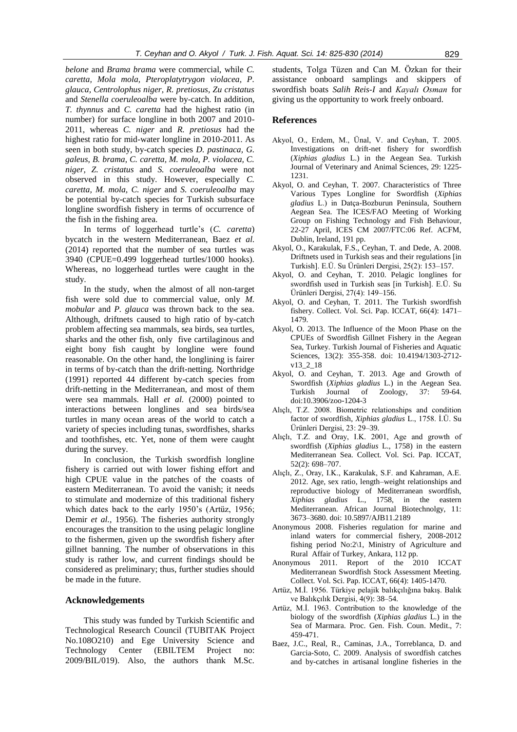*belone* and *Brama brama* were commercial, while *C. caretta, Mola mola, Pteroplatytrygon violacea, P. glauca, Centrolophus niger, R. pretiosus, Zu cristatus* and *Stenella coeruleoalba* were by-catch. In addition, *T. thynnus* and *C. caretta* had the highest ratio (in number) for surface longline in both 2007 and 2010-2011, whereas *C. niger* and *R. pretiosus* had the highest ratio for mid-water longline in 2010-2011. As seen in both study, by-catch species *D. pastinaca, G. galeus, B. brama, C. caretta, M. mola, P. violacea, C. niger, Z. cristatus* and *S. coeruleoalba* were not observed in this study. However, especially *C. caretta, M. mola, C. niger* and *S. coeruleoalba* may be potential by-catch species for Turkish subsurface longline swordfish fishery in terms of occurrence of the fish in the fishing area.

In terms of loggerhead turtle's (*C. caretta*) bycatch in the western Mediterranean, Baez *et al.* (2014) reported that the number of sea turtles was 3940 (CPUE=0.499 loggerhead turtles/1000 hooks). Whereas, no loggerhead turtles were caught in the study.

In the study, when the almost of all non-target fish were sold due to commercial value, only *M. mobular* and *P. glauca* was thrown back to the sea. Although, driftnets caused to high ratio of by-catch problem affecting sea mammals, sea birds, sea turtles, sharks and the other fish, only five cartilaginous and eight bony fish caught by longline were found reasonable. On the other hand, the longlining is fairer in terms of by-catch than the drift-netting. Northridge (1991) reported 44 different by-catch species from drift-netting in the Mediterranean, and most of them were sea mammals. Hall *et al.* (2000) pointed to interactions between longlines and sea birds/sea turtles in many ocean areas of the world to catch a variety of species including tunas, swordfishes, sharks and toothfishes, etc. Yet, none of them were caught during the survey.

In conclusion, the Turkish swordfish longline fishery is carried out with lower fishing effort and high CPUE value in the patches of the coasts of eastern Mediterranean. To avoid the vanish; it needs to stimulate and modernize of this traditional fishery which dates back to the early 1950's (Artüz, 1956; Demir *et al.*, 1956). The fisheries authority strongly encourages the transition to the using pelagic longline to the fishermen, given up the swordfish fishery after gillnet banning. The number of observations in this study is rather low, and current findings should be considered as preliminary; thus, further studies should be made in the future.

## Acknowledgements

This study was funded by Turkish Scientific and Technological Research Council (TUBITAK Project No.108O210) and Ege University Science and Technology Center (EBILTEM Project no: 2009/BIL/019). Also, the authors thank M.Sc. students, Tolga Tüzen and Can M. Özkan for their assistance onboard samplings and skippers of swordfish boats *Salih Reis-I* and *Kayalı Osman* for giving us the opportunity to work freely onboard.

## References

Akyol, O., Erdem, M., Ünal, V. and Ceyhan, T. 2005. Investigations on drift-net fishery for swordfish (*Xiphias gladius* L.) in the Aegean Sea. Turkish Journal of Veterinary and Animal Sciences, 29: 1225-1231.

Akyol, O. and Ceyhan, T. 2007. Characteristics of Three Various Types Longline for Swordfish (*Xiphias gladius* L.) in Datça-Bozburun Peninsula, Southern Aegean Sea. The ICES/FAO Meeting of Working Group on Fishing Technology and Fish Behaviour, 22-27 April, ICES CM 2007/FTC:06 Ref. ACFM, Dublin, Ireland, 191 pp.

Akyol, O., Karakulak, F.S., Ceyhan, T. and Dede, A. 2008. Driftnets used in Turkish seas and their regulations [in Turkish]. E.Ü. Su Ürünleri Dergisi, 25(2): 153–157.

Akyol, O. and Ceyhan, T. 2010. Pelagic longlines for swordfish used in Turkish seas [in Turkish]. E.Ü. Su Ürünleri Dergisi, 27(4): 149–156.

Akyol, O. and Ceyhan, T. 2011. The Turkish swordfish fishery. Collect. Vol. Sci. Pap. ICCAT, 66(4): 1471–1479.

Akyol, O. 2013. The Influence of the Moon Phase on the CPUEs of Swordfish Gillnet Fishery in the Aegean Sea, Turkey. Turkish Journal of Fisheries and Aquatic Sciences, 13(2): 355-358. doi: 10.4194/1303-2712-v13_2_18

Akyol, O. and Ceyhan, T. 2013. Age and Growth of Swordfish (*Xiphias gladius* L.) in the Aegean Sea. Turkish Journal of Zoology, 37: 59-64. doi:10.3906/zoo-1204-3

Alıçlı, T.Z. 2008. Biometric relationships and condition factor of swordfish, *Xiphias gladius* L., 1758. İ.Ü. Su Ürünleri Dergisi, 23: 29–39.

Alıçlı, T.Z. and Oray, I.K. 2001, Age and growth of swordfish (*Xiphias gladius* L., 1758) in the eastern Mediterranean Sea. Collect. Vol. Sci. Pap. ICCAT, 52(2): 698–707.

Alıçlı, Z., Oray, I.K., Karakulak, S.F. and Kahraman, A.E. 2012. Age, sex ratio, length–weight relationships and reproductive biology of Mediterranean swordfish, *Xiphias gladius* L., 1758, in the eastern Mediterranean. African Journal Biotechnolgy, 11: 3673–3680. doi: 10.5897/AJB11.2189

Anonymous 2008. Fisheries regulation for marine and inland waters for commercial fishery, 2008-2012 fishing period No:2\1, Ministry of Agriculture and Rural Affair of Turkey, Ankara, 112 pp.

Anonymous 2011. Report of the 2010 ICCAT Mediterranean Swordfish Stock Assessment Meeting. Collect. Vol. Sci. Pap. ICCAT, 66(4): 1405-1470.

Artüz, M.İ. 1956. Türkiye pelajik balıkçılığına bakış. Balık ve Balıkçılık Dergisi, 4(9): 38–54.

Artüz, M.İ. 1963. Contribution to the knowledge of the biology of the swordfish (*Xiphias gladius* L.) in the Sea of Marmara. Proc. Gen. Fish. Coun. Medit., 7: 459-471.

Baez, J.C., Real, R., Caminas, J.A., Torreblanca, D. and Garcia-Soto, C. 2009. Analysis of swordfish catches and by-catches in artisanal longline fisheries in the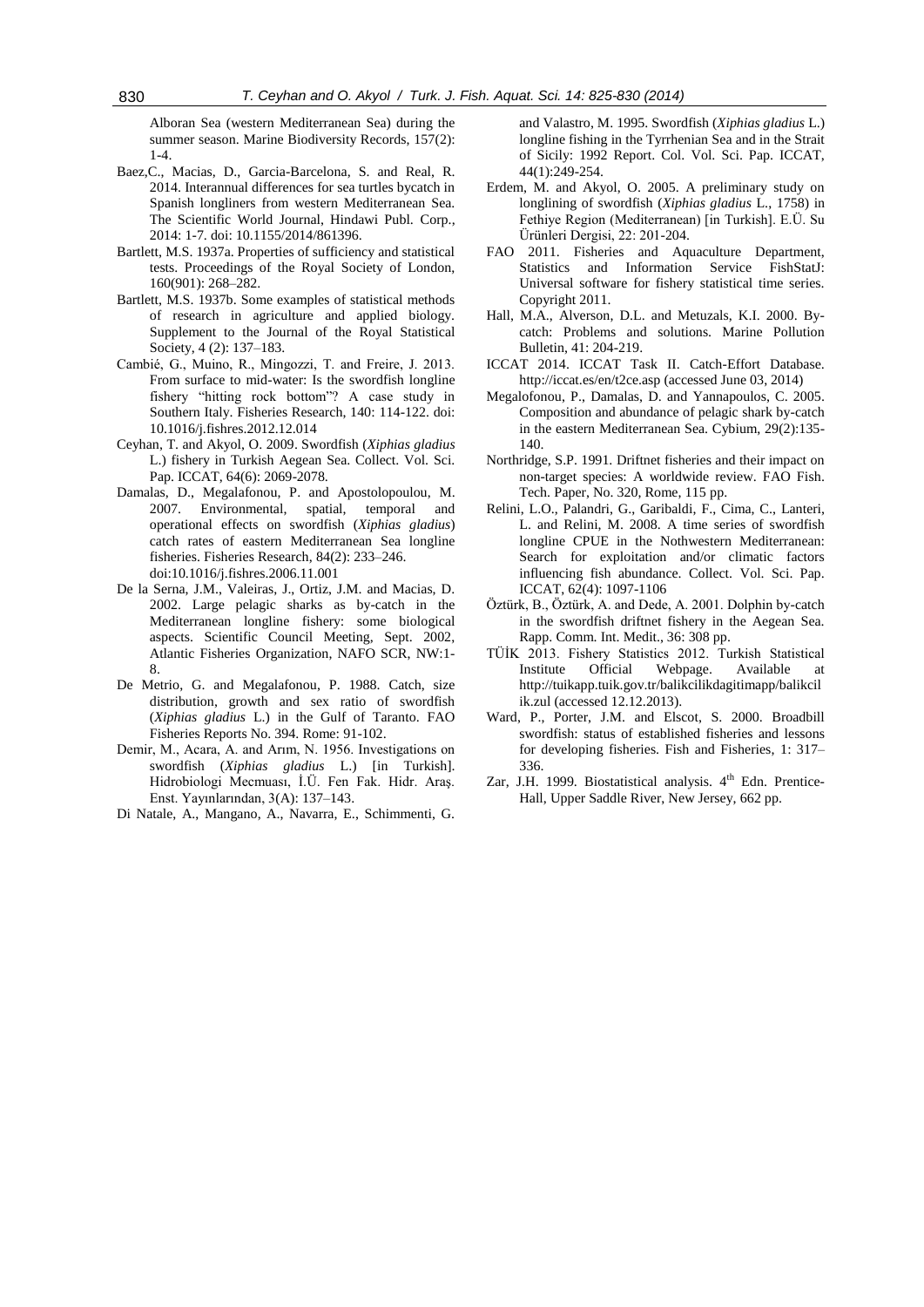Alboran Sea (western Mediterranean Sea) during the summer season. Marine Biodiversity Records, 157(2): 1-4.

Baez,C., Macias, D., Garcia-Barcelona, S. and Real, R. 2014. Interannual differences for sea turtles bycatch in Spanish longliners from western Mediterranean Sea. The Scientific World Journal, Hindawi Publ. Corp., 2014: 1-7. doi: 10.1155/2014/861396.

Bartlett, M.S. 1937a. Properties of sufficiency and statistical tests. Proceedings of the Royal Society of London, 160(901): 268–282.

Bartlett, M.S. 1937b. Some examples of statistical methods of research in agriculture and applied biology. Supplement to the Journal of the Royal Statistical Society, 4 (2): 137–183.

Cambié, G., Muino, R., Mingozzi, T. and Freire, J. 2013. From surface to mid-water: Is the swordfish longline fishery "hitting rock bottom"? A case study in Southern Italy. Fisheries Research, 140: 114-122. doi: 10.1016/j.fishres.2012.12.014

Ceyhan, T. and Akyol, O. 2009. Swordfish (*Xiphias gladius* L.) fishery in Turkish Aegean Sea. Collect. Vol. Sci. Pap. ICCAT, 64(6): 2069-2078.

Damalas, D., Megalafonou, P. and Apostolopoulou, M. 2007. Environmental, spatial, temporal and operational effects on swordfish (*Xiphias gladius*) catch rates of eastern Mediterranean Sea longline fisheries. Fisheries Research, 84(2): 233–246. doi:10.1016/j.fishres.2006.11.001

De la Serna, J.M., Valeiras, J., Ortiz, J.M. and Macias, D. 2002. Large pelagic sharks as by-catch in the Mediterranean longline fishery: some biological aspects. Scientific Council Meeting, Sept. 2002, Atlantic Fisheries Organization, NAFO SCR, NW:1-8.

De Metrio, G. and Megalafonou, P. 1988. Catch, size distribution, growth and sex ratio of swordfish (*Xiphias gladius* L.) in the Gulf of Taranto. FAO Fisheries Reports No. 394. Rome: 91-102.

Demir, M., Acara, A. and Arım, N. 1956. Investigations on swordfish (*Xiphias gladius* L.) [in Turkish]. Hidrobiologi Mecmuası, İ.Ü. Fen Fak. Hidr. Araş. Enst. Yayınlarından, 3(A): 137–143.

Di Natale, A., Mangano, A., Navarra, E., Schimmenti, G. and Valastro, M. 1995. Swordfish (*Xiphias gladius* L.) longline fishing in the Tyrrhenian Sea and in the Strait of Sicily: 1992 Report. Col. Vol. Sci. Pap. ICCAT, 44(1):249-254.

Erdem, M. and Akyol, O. 2005. A preliminary study on longlining of swordfish (*Xiphias gladius* L., 1758) in Fethiye Region (Mediterranean) [in Turkish]. E.Ü. Su Ürünleri Dergisi, 22: 201-204.

FAO 2011. Fisheries and Aquaculture Department, Statistics and Information Service FishStatJ: Universal software for fishery statistical time series. Copyright 2011.

Hall, M.A., Alverson, D.L. and Metuzals, K.I. 2000. By-catch: Problems and solutions. Marine Pollution Bulletin, 41: 204-219.

ICCAT 2014. ICCAT Task II. Catch-Effort Database. http://iccat.es/en/t2ce.asp (accessed June 03, 2014)

Megalofonou, P., Damalas, D. and Yannapoulos, C. 2005. Composition and abundance of pelagic shark by-catch in the eastern Mediterranean Sea. Cybium, 29(2):135-140.

Northridge, S.P. 1991. Driftnet fisheries and their impact on non-target species: A worldwide review. FAO Fish. Tech. Paper, No. 320, Rome, 115 pp.

Relini, L.O., Palandri, G., Garibaldi, F., Cima, C., Lanteri, L. and Relini, M. 2008. A time series of swordfish longline CPUE in the Nothwestern Mediterranean: Search for exploitation and/or climatic factors influencing fish abundance. Collect. Vol. Sci. Pap. ICCAT, 62(4): 1097-1106

Öztürk, B., Öztürk, A. and Dede, A. 2001. Dolphin by-catch in the swordfish driftnet fishery in the Aegean Sea. Rapp. Comm. Int. Medit., 36: 308 pp.

TÜİK 2013. Fishery Statistics 2012. Turkish Statistical Institute Official Webpage. Available at http://tuikapp.tuik.gov.tr/balikcilikdagitimapp/balikcilik.zul (accessed 12.12.2013).

Ward, P., Porter, J.M. and Elscot, S. 2000. Broadbill swordfish: status of established fisheries and lessons for developing fisheries. Fish and Fisheries, 1: 317–336.

Zar, J.H. 1999. Biostatistical analysis. 4th Edn. Prentice-Hall, Upper Saddle River, New Jersey, 662 pp.